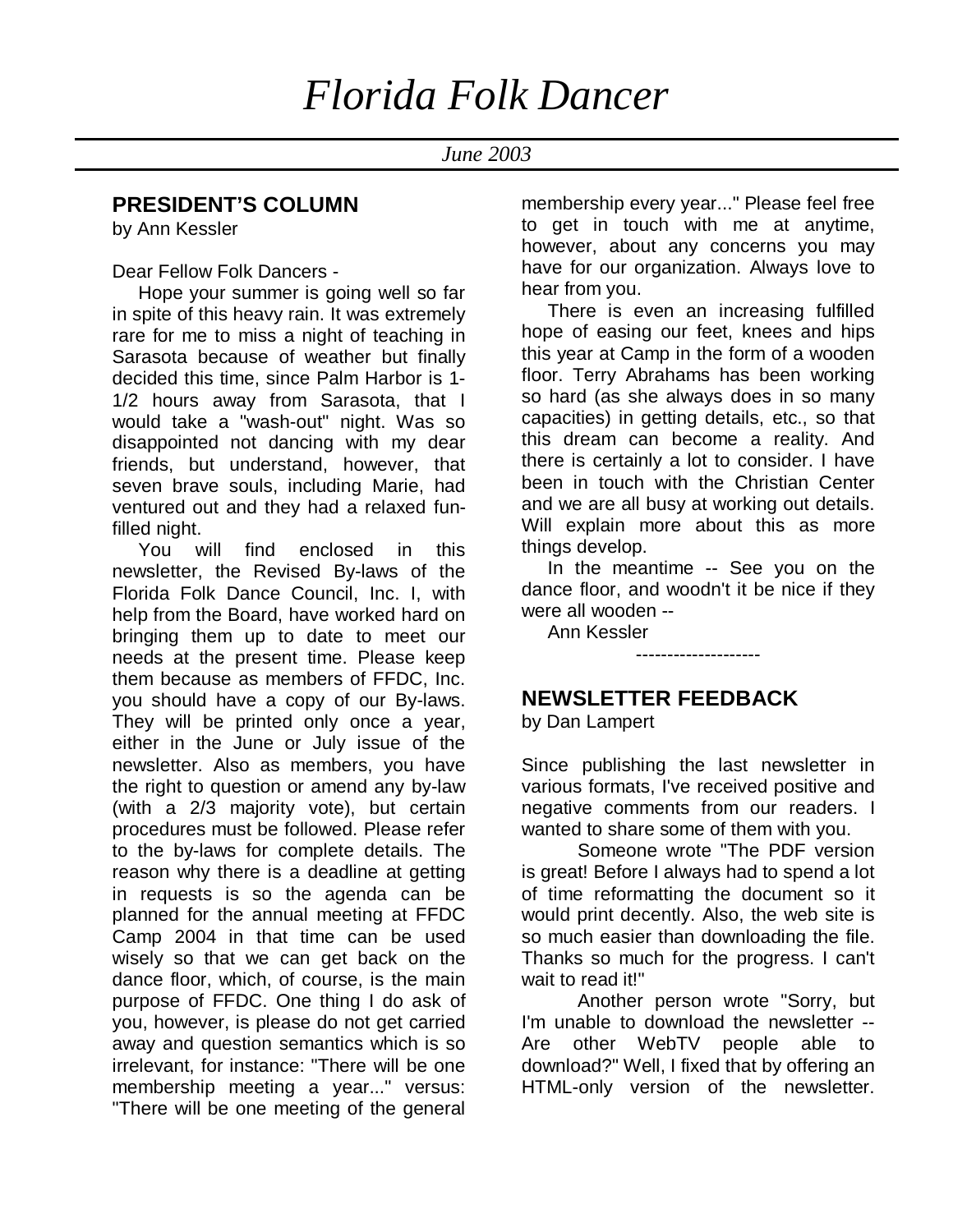# Florida Folk Dancer

*June 2003*

## PRESIDENT'S COLUMN

by Ann Kessler

Dear Fellow Folk Dancers -

Hope your summer is going well so far in spite of this heavy rain. It was extremely rare for me to miss a night of teaching in Sarasota because of weather but finally decided this time, since Palm Harbor is 1-1/2 hours away from Sarasota, that I would take a "wash-out" night. Was so disappointed not dancing with my dear friends, but understand, however, that seven brave souls, including Marie, had ventured out and they had a relaxed fun-filled night.

You will find enclosed in this newsletter, the Revised By-laws of the Florida Folk Dance Council, Inc. I, with help from the Board, have worked hard on bringing them up to date to meet our needs at the present time. Please keep them because as members of FFDC, Inc. you should have a copy of our By-laws. They will be printed only once a year, either in the June or July issue of the newsletter. Also as members, you have the right to question or amend any by-law (with a 2/3 majority vote), but certain procedures must be followed. Please refer to the by-laws for complete details. The reason why there is a deadline at getting in requests is so the agenda can be planned for the annual meeting at FFDC Camp 2004 in that time can be used wisely so that we can get back on the dance floor, which, of course, is the main purpose of FFDC. One thing I do ask of you, however, is please do not get carried away and question semantics which is so irrelevant, for instance: "There will be one membership meeting a year..." versus: "There will be one meeting of the general membership every year..." Please feel free to get in touch with me at anytime, however, about any concerns you may have for our organization. Always love to hear from you.

There is even an increasing fulfilled hope of easing our feet, knees and hips this year at Camp in the form of a wooden floor. Terry Abrahams has been working so hard (as she always does in so many capacities) in getting details, etc., so that this dream can become a reality. And there is certainly a lot to consider. I have been in touch with the Christian Center and we are all busy at working out details. Will explain more about this as more things develop.

In the meantime -- See you on the dance floor, and woodn't it be nice if they were all wooden --

Ann Kessler

--------------------

## NEWSLETTER FEEDBACK

by Dan Lampert

Since publishing the last newsletter in various formats, I've received positive and negative comments from our readers. I wanted to share some of them with you.

Someone wrote "The PDF version is great! Before I always had to spend a lot of time reformatting the document so it would print decently. Also, the web site is so much easier than downloading the file. Thanks so much for the progress. I can't wait to read it!"

Another person wrote "Sorry, but I'm unable to download the newsletter -- Are other WebTV people able to download?" Well, I fixed that by offering an HTML-only version of the newsletter.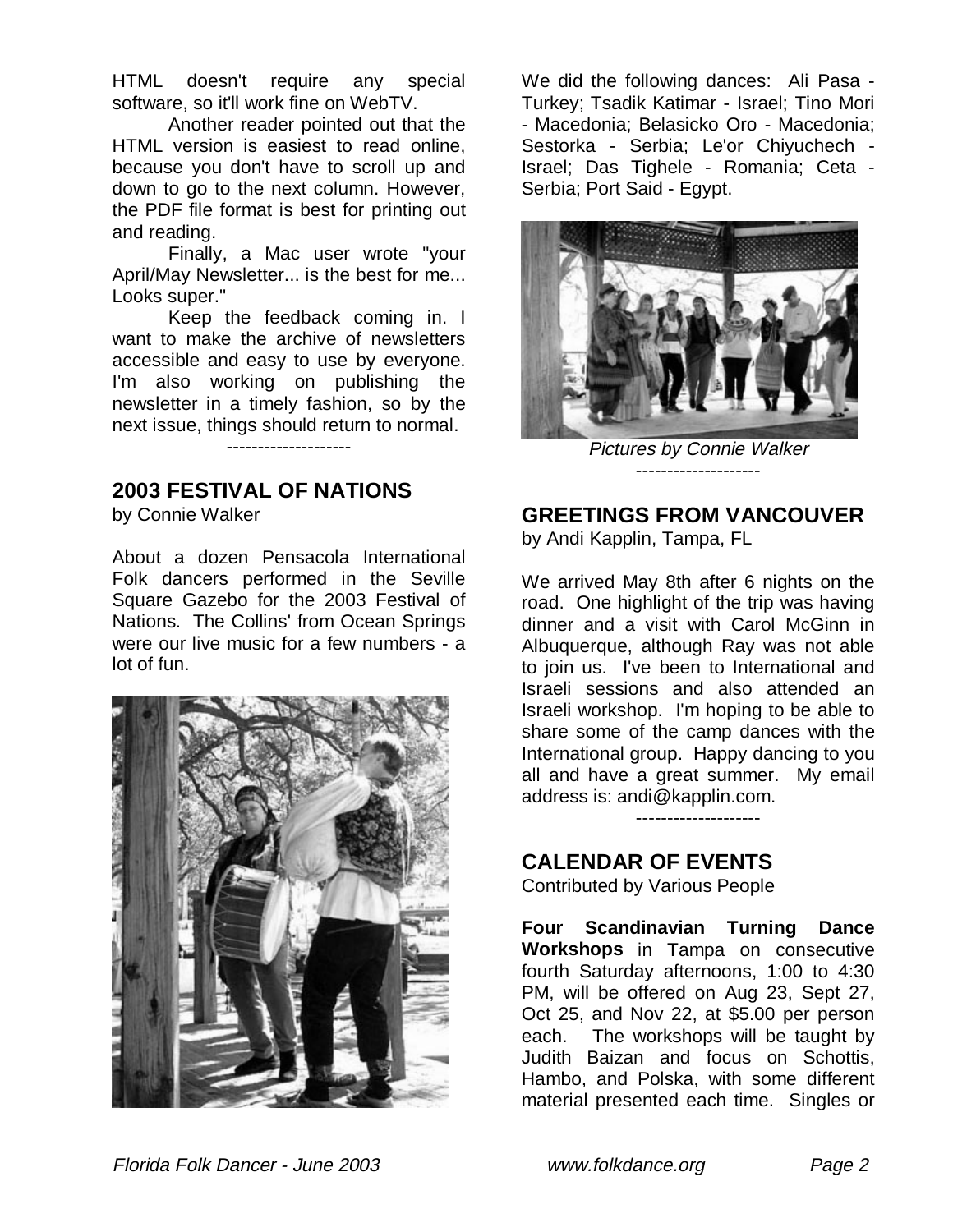HTML doesn't require any special software, so it'll work fine on WebTV.

Another reader pointed out that the HTML version is easiest to read online, because you don't have to scroll up and down to go to the next column. However, the PDF file format is best for printing out and reading.

Finally, a Mac user wrote "your April/May Newsletter... is the best for me... Looks super."

Keep the feedback coming in. I want to make the archive of newsletters accessible and easy to use by everyone. I'm also working on publishing the newsletter in a timely fashion, so by the next issue, things should return to normal.

--------------------

## 2003 FESTIVAL OF NATIONS

by Connie Walker

About a dozen Pensacola International Folk dancers performed in the Seville Square Gazebo for the 2003 Festival of Nations. The Collins' from Ocean Springs were our live music for a few numbers - a lot of fun.

We did the following dances: Ali Pasa - Turkey; Tsadik Katimar - Israel; Tino Mori - Macedonia; Belasicko Oro - Macedonia; Sestorka - Serbia; Le'or Chiyuchech - Israel; Das Tighele - Romania; Ceta - Serbia; Port Said - Egypt.

*Pictures by Connie Walker*

--------------------

## GREETINGS FROM VANCOUVER

by Andi Kapplin, Tampa, FL

We arrived May 8th after 6 nights on the road. One highlight of the trip was having dinner and a visit with Carol McGinn in Albuquerque, although Ray was not able to join us. I've been to International and Israeli sessions and also attended an Israeli workshop. I'm hoping to be able to share some of the camp dances with the International group. Happy dancing to you all and have a great summer. My email address is: andi@kapplin.com.

--------------------

## CALENDAR OF EVENTS

Contributed by Various People

**Four Scandinavian Turning Dance Workshops** in Tampa on consecutive fourth Saturday afternoons, 1:00 to 4:30 PM, will be offered on Aug 23, Sept 27, Oct 25, and Nov 22, at $5.00 per person each. The workshops will be taught by Judith Baizan and focus on Schottis, Hambo, and Polska, with some different material presented each time. Singles or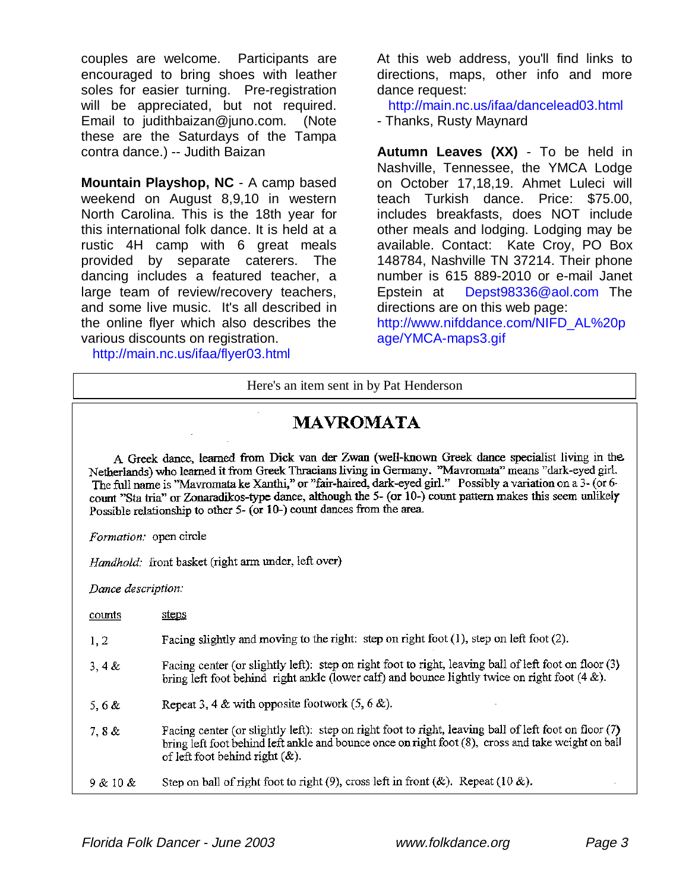couples are welcome. Participants are encouraged to bring shoes with leather soles for easier turning. Pre-registration will be appreciated, but not required. Email to judithbaizan@juno.com. (Note these are the Saturdays of the Tampa contra dance.) -- Judith Baizan

**Mountain Playshop, NC** - A camp based weekend on August 8,9,10 in western North Carolina. This is the 18th year for this international folk dance. It is held at a rustic 4H camp with 6 great meals provided by separate caterers. The dancing includes a featured teacher, a large team of review/recovery teachers, and some live music. It's all described in the online flyer which also describes the various discounts on registration.
http://main.nc.us/ifaa/flyer03.html

At this web address, you'll find links to directions, maps, other info and more dance request:
http://main.nc.us/ifaa/dancelead03.html
- Thanks, Rusty Maynard

**Autumn Leaves (XX)** - To be held in Nashville, Tennessee, the YMCA Lodge on October 17,18,19. Ahmet Luleci will teach Turkish dance. Price: $75.00, includes breakfasts, does NOT include other meals and lodging. Lodging may be available. Contact: Kate Croy, PO Box 148784, Nashville TN 37214. Their phone number is 615 889-2010 or e-mail Janet Epstein at Depst98336@aol.com The directions are on this web page: http://www.nifddance.com/NIFD_AL%20page/YMCA-maps3.gif

Here's an item sent in by Pat Henderson

## MAVROMATA

A Greek dance, learned from Dick van der Zwan (well-known Greek dance specialist living in the Netherlands) who learned it from Greek Thracians living in Germany. "Mavromata" means "dark-eyed girl. The full name is "Mavromata ke Xanthi," or "fair-haired, dark-eyed girl." Possibly a variation on a 3- (or 6-count "Sta tria" or Zonaradikos-type dance, although the 5- (or 10-) count pattern makes this seem unlikely Possible relationship to other 5- (or 10-) count dances from the area.

*Formation:* open circle

*Handhold:* front basket (right arm under, left over)

*Dance description:*

| counts | steps |
|---|---|
| 1, 2 | Facing slightly and moving to the right: step on right foot (1), step on left foot (2). |
| 3, 4 & | Facing center (or slightly left): step on right foot to right, leaving ball of left foot on floor (3) bring left foot behind right ankle (lower calf) and bounce lightly twice on right foot (4 &). |
| 5, 6 & | Repeat 3, 4 & with opposite footwork (5, 6 &). |
| 7, 8 & | Facing center (or slightly left): step on right foot to right, leaving ball of left foot on floor (7) bring left foot behind left ankle and bounce once on right foot (8), cross and take weight on ball of left foot behind right (&). |
| 9 & 10 & | Step on ball of right foot to right (9), cross left in front (&). Repeat (10 &). |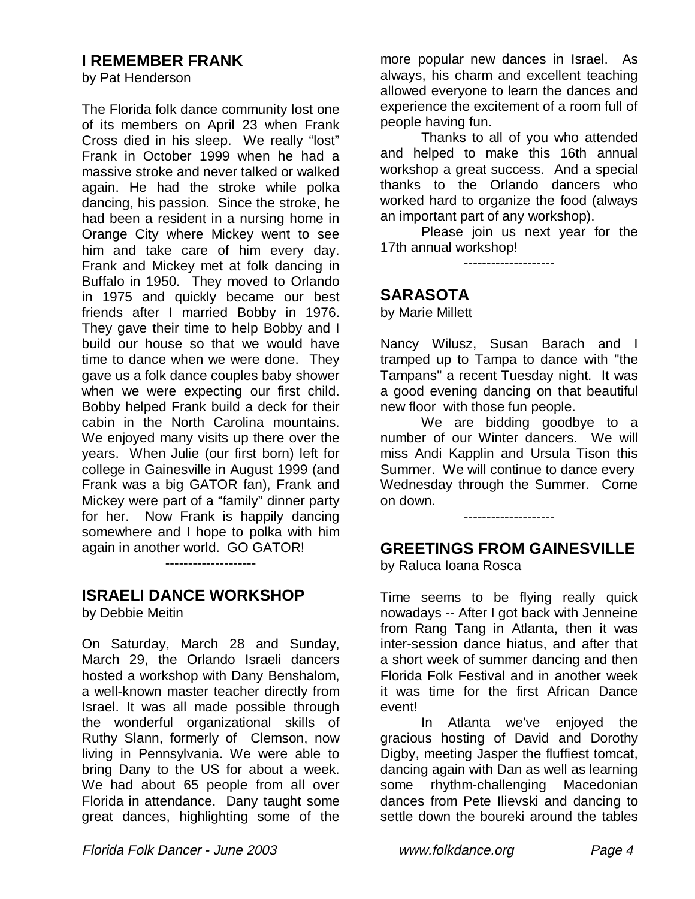## I REMEMBER FRANK

by Pat Henderson

The Florida folk dance community lost one of its members on April 23 when Frank Cross died in his sleep. We really "lost" Frank in October 1999 when he had a massive stroke and never talked or walked again. He had the stroke while polka dancing, his passion. Since the stroke, he had been a resident in a nursing home in Orange City where Mickey went to see him and take care of him every day. Frank and Mickey met at folk dancing in Buffalo in 1950. They moved to Orlando in 1975 and quickly became our best friends after I married Bobby in 1976. They gave their time to help Bobby and I build our house so that we would have time to dance when we were done. They gave us a folk dance couples baby shower when we were expecting our first child. Bobby helped Frank build a deck for their cabin in the North Carolina mountains. We enjoyed many visits up there over the years. When Julie (our first born) left for college in Gainesville in August 1999 (and Frank was a big GATOR fan), Frank and Mickey were part of a "family" dinner party for her. Now Frank is happily dancing somewhere and I hope to polka with him again in another world. GO GATOR!

--------------------

## ISRAELI DANCE WORKSHOP

by Debbie Meitin

On Saturday, March 28 and Sunday, March 29, the Orlando Israeli dancers hosted a workshop with Dany Benshalom, a well-known master teacher directly from Israel. It was all made possible through the wonderful organizational skills of Ruthy Slann, formerly of Clemson, now living in Pennsylvania. We were able to bring Dany to the US for about a week. We had about 65 people from all over Florida in attendance. Dany taught some great dances, highlighting some of the more popular new dances in Israel. As always, his charm and excellent teaching allowed everyone to learn the dances and experience the excitement of a room full of people having fun.

Thanks to all of you who attended and helped to make this 16th annual workshop a great success. And a special thanks to the Orlando dancers who worked hard to organize the food (always an important part of any workshop).

Please join us next year for the 17th annual workshop!

--------------------

## SARASOTA

by Marie Millett

Nancy Wilusz, Susan Barach and I tramped up to Tampa to dance with "the Tampans" a recent Tuesday night. It was a good evening dancing on that beautiful new floor with those fun people.

We are bidding goodbye to a number of our Winter dancers. We will miss Andi Kapplin and Ursula Tison this Summer. We will continue to dance every Wednesday through the Summer. Come on down.

--------------------

## GREETINGS FROM GAINESVILLE

by Raluca Ioana Rosca

Time seems to be flying really quick nowadays -- After I got back with Jenneine from Rang Tang in Atlanta, then it was inter-session dance hiatus, and after that a short week of summer dancing and then Florida Folk Festival and in another week it was time for the first African Dance event!

In Atlanta we've enjoyed the gracious hosting of David and Dorothy Digby, meeting Jasper the fluffiest tomcat, dancing again with Dan as well as learning some rhythm-challenging Macedonian dances from Pete Ilievski and dancing to settle down the boureki around the tables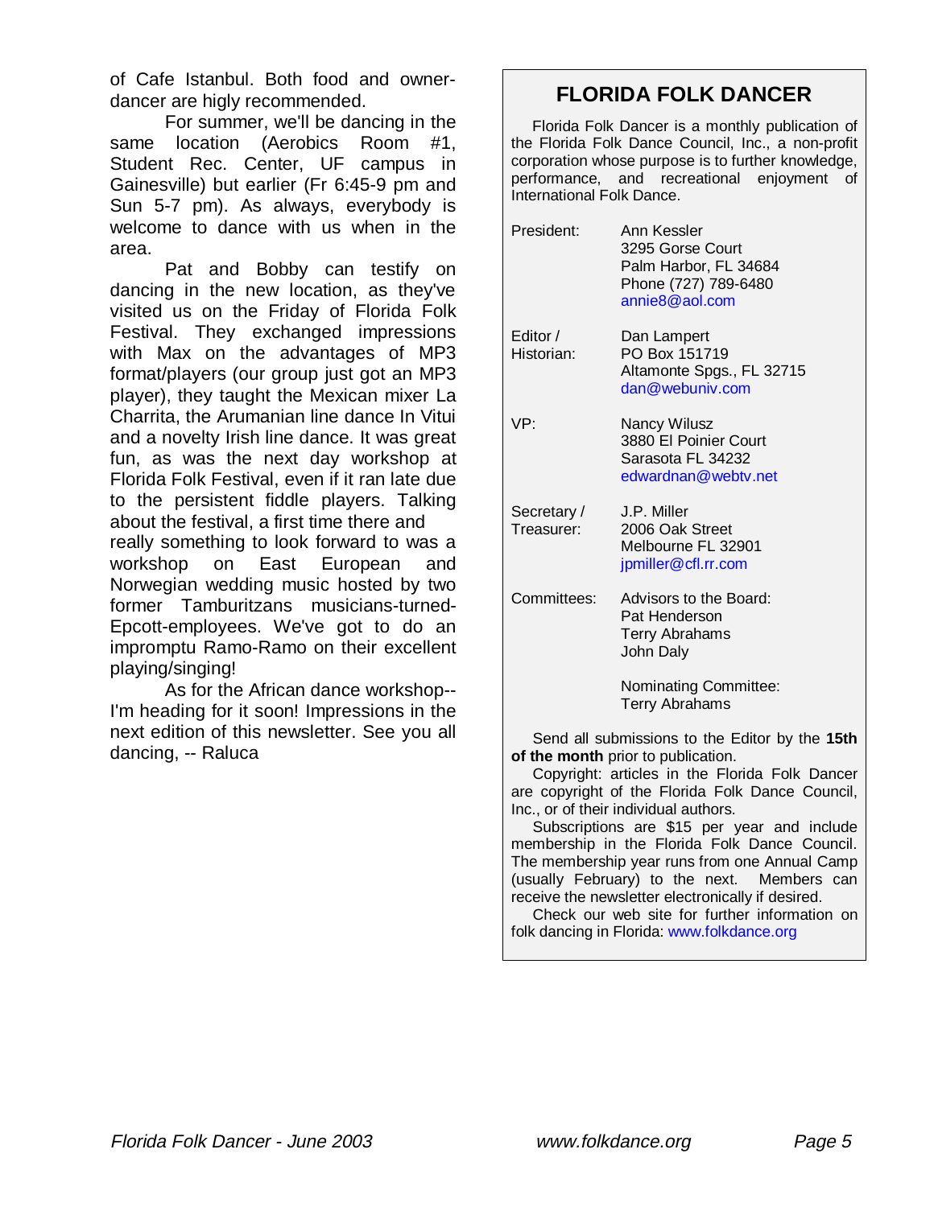of Cafe Istanbul. Both food and owner-dancer are higly recommended.

For summer, we'll be dancing in the same location (Aerobics Room #1, Student Rec. Center, UF campus in Gainesville) but earlier (Fr 6:45-9 pm and Sun 5-7 pm). As always, everybody is welcome to dance with us when in the area.

Pat and Bobby can testify on dancing in the new location, as they've visited us on the Friday of Florida Folk Festival. They exchanged impressions with Max on the advantages of MP3 format/players (our group just got an MP3 player), they taught the Mexican mixer La Charrita, the Arumanian line dance In Vitui and a novelty Irish line dance. It was great fun, as was the next day workshop at Florida Folk Festival, even if it ran late due to the persistent fiddle players. Talking about the festival, a first time there and really something to look forward to was a workshop on East European and Norwegian wedding music hosted by two former Tamburitzans musicians-turned-Epcott-employees. We've got to do an impromptu Ramo-Ramo on their excellent playing/singing!

As for the African dance workshop--I'm heading for it soon! Impressions in the next edition of this newsletter. See you all dancing, -- Raluca

## FLORIDA FOLK DANCER

Florida Folk Dancer is a monthly publication of the Florida Folk Dance Council, Inc., a non-profit corporation whose purpose is to further knowledge, performance, and recreational enjoyment of International Folk Dance.

| | |
|---|---|
| President: | Ann Kessler<br>3295 Gorse Court<br>Palm Harbor, FL 34684<br>Phone (727) 789-6480<br>annie8@aol.com |
| Editor / Historian: | Dan Lampert<br>PO Box 151719<br>Altamonte Spgs., FL 32715<br>dan@webuniv.com |
| VP: | Nancy Wilusz<br>3880 El Poinier Court<br>Sarasota FL 34232<br>edwardnan@webtv.net |
| Secretary / Treasurer: | J.P. Miller<br>2006 Oak Street<br>Melbourne FL 32901<br>jpmiller@cfl.rr.com |
| Committees: | Advisors to the Board:<br>Pat Henderson<br>Terry Abrahams<br>John Daly |
| | Nominating Committee:<br>Terry Abrahams |

Send all submissions to the Editor by the **15th of the month** prior to publication.

Copyright: articles in the Florida Folk Dancer are copyright of the Florida Folk Dance Council, Inc., or of their individual authors.

Subscriptions are $15 per year and include membership in the Florida Folk Dance Council. The membership year runs from one Annual Camp (usually February) to the next. Members can receive the newsletter electronically if desired.

Check our web site for further information on folk dancing in Florida: www.folkdance.org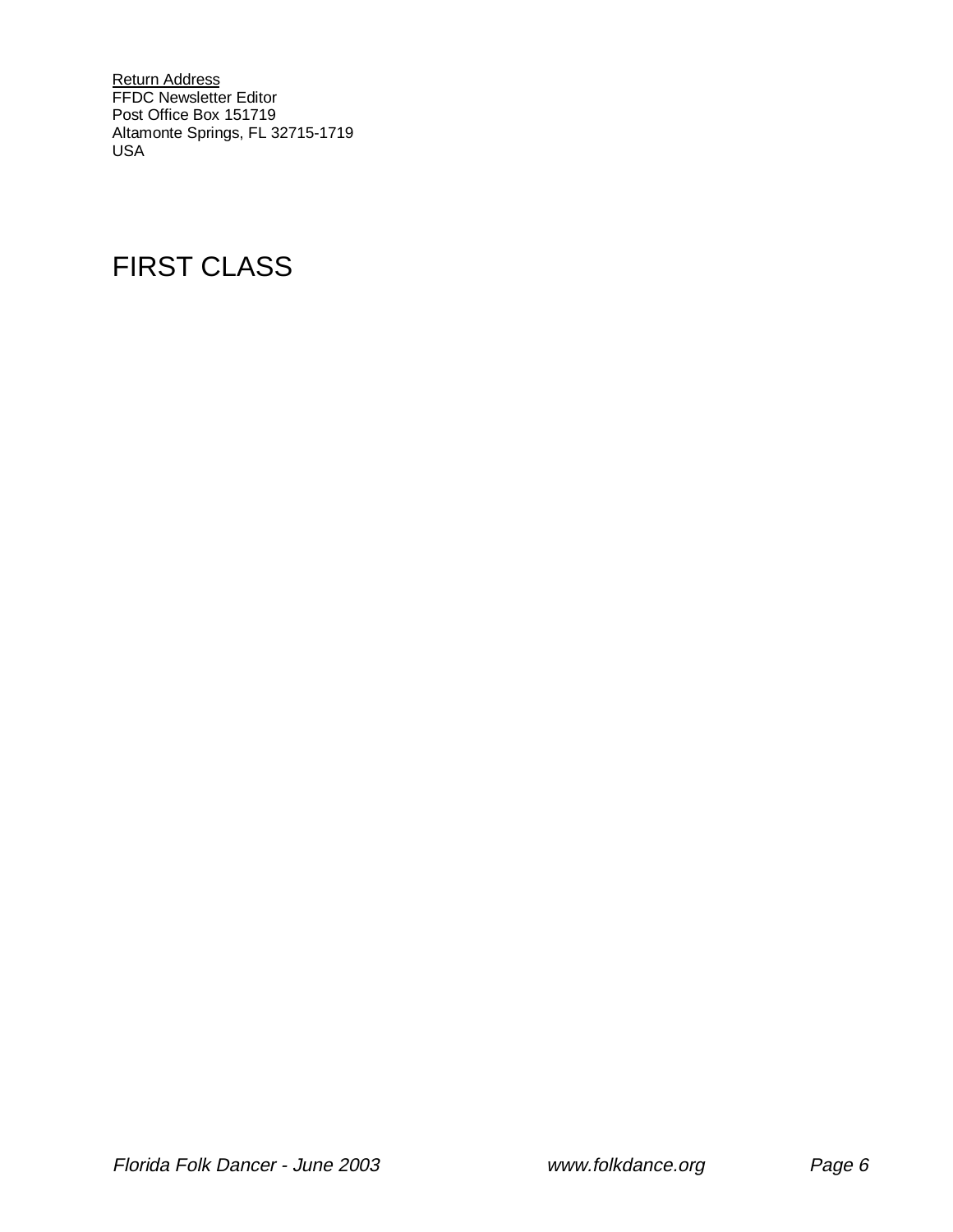Return Address
FFDC Newsletter Editor
Post Office Box 151719
Altamonte Springs, FL 32715-1719
USA

FIRST CLASS